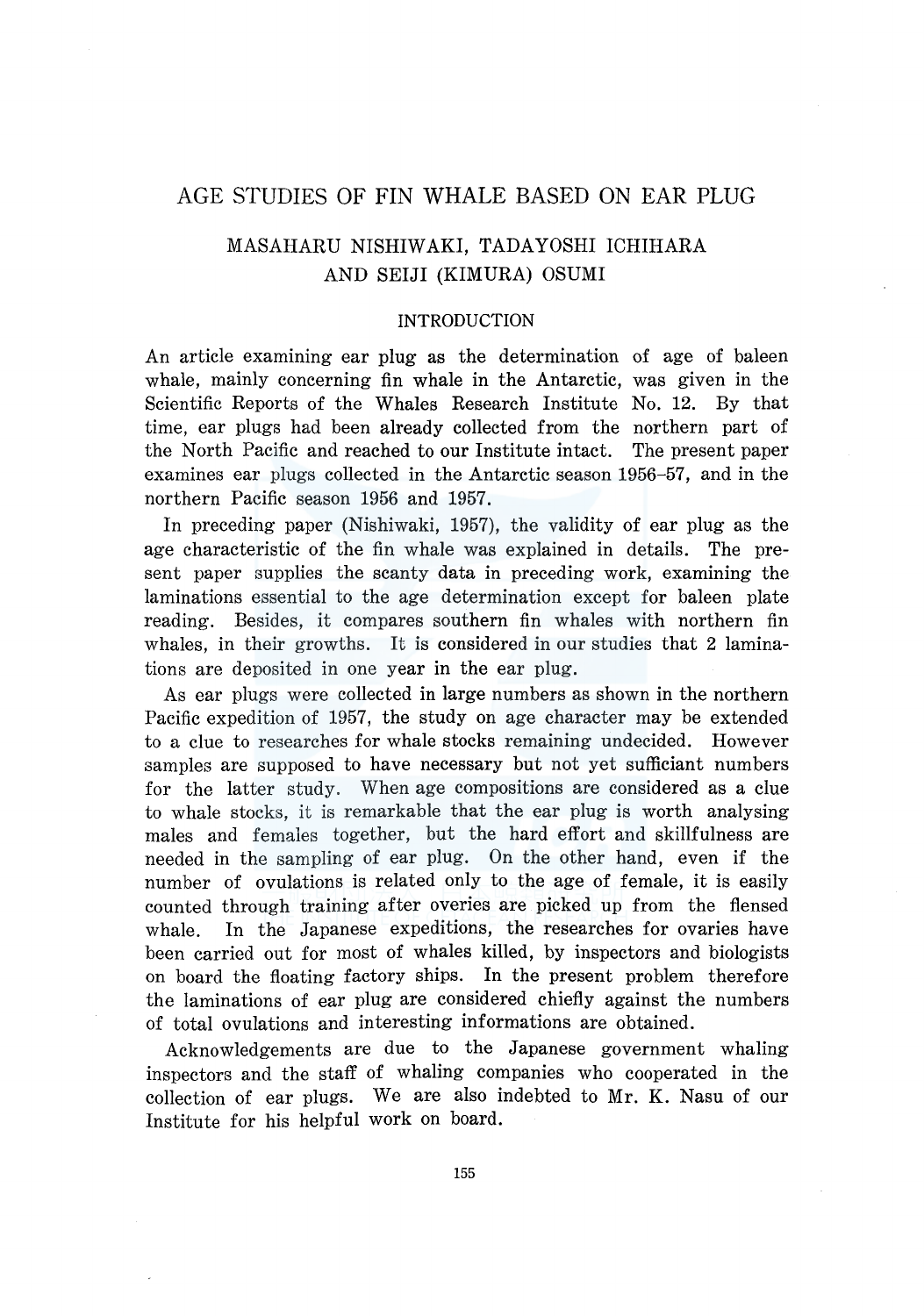# AGE STUDIES OF FIN WHALE BASED ON EAR PLUG

## MASAHARU NISHIWAKI, TADAYOSHI ICHIHARA AND SEIJI (KIMURA) OSUMI

### INTRODUCTION

An article examining ear plug as the determination of age of baleen whale, mainly concerning fin whale in the Antarctic, was given in the Scientific Reports of the Whales Research Institute No. 12. By that time, ear plugs had been already collected from the northern part of the North Pacific and reached to our Institute intact. The present paper examines ear plugs collected in the Antarctic season 1956–57, and in the northern Pacific season 1956 and 1957.

In preceding paper (Nishiwaki, 1957), the validity of ear plug as the age characteristic of the fin whale was explained in details. The present paper supplies the scanty data in preceding work, examining the laminations essential to the age determination except for baleen plate reading. Besides, it compares southern fin whales with northern fin whales, in their growths. It is considered in our studies that 2 laminations are deposited in one year in the ear plug.

As ear plugs were collected in large numbers as shown in the northern Pacific expedition of 1957, the study on age character may be extended to a clue to researches for whale stocks remaining undecided. However samples are supposed to have necessary but not yet sufficiant numbers for the latter study. When age compositions are considered as a clue to whale stocks, it is remarkable that the ear plug is worth analysing males and females together, but the hard effort and skillfulness are needed in the sampling of ear plug. On the other hand, even if the number of ovulations is related only to the age of female, it is easily counted through training after overies are picked up from the flensed whale. In the Japanese expeditions, the researches for ovaries have been carried out for most of whales killed, by inspectors and biologists on board the floating factory ships. In the present problem therefore the laminations of ear plug are considered chiefly against the numbers of total ovulations and interesting informations are obtained.

Acknowledgements are due to the Japanese government whaling inspectors and the staff of whaling companies who cooperated in the collection of ear plugs. We are also indebted to Mr. K. Nasu of our Institute for his helpful work on board.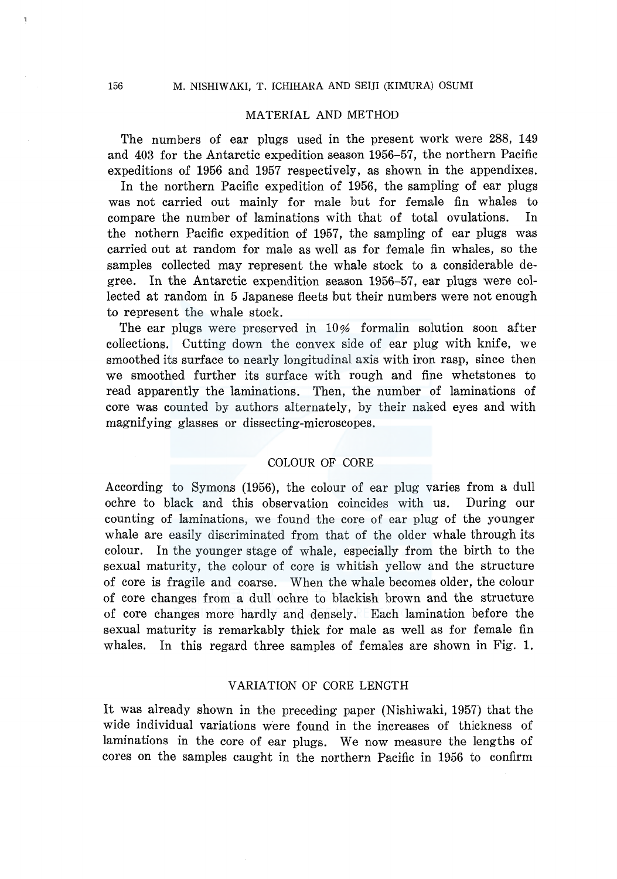## MATERIAL AND METHOD

The numbers of ear plugs used in the present work were 288, 149 and 403 for the Antarctic expedition season 1956–57, the northern Pacific expeditions of 1956 and 1957 respectively, as shown in the appendixes.

In the northern Pacific expedition of 1956, the sampling of ear plugs was not carried out mainly for male but for female fin whales to compare the number of laminations with that of total ovulations. In the nothern Pacific expedition of 1957, the sampling of ear plugs was carried out at random for male as well as for female fin whales, so the samples collected may represent the whale stock to a considerable degree. In the Antarctic expendition season 1956–57, ear plugs were collected at random in 5 Japanese fleets but their numbers were not enough to represent the whale stock.

The ear plugs were preserved in 10% formalin solution soon after collections. Cutting down the convex side of ear plug with knife, we smoothed its surface to nearly longitudinal axis with iron rasp, since then we smoothed further its surface with rough and fine whetstones to read apparently the laminations. Then, the number of laminations of core was counted by authors alternately, by their naked eyes and with magnifying glasses or dissecting-microscopes.

## COLOUR OF CORE

According to Symons (1956), the colour of ear plug varies from a dull ochre to black and this observation coincides with us. During our counting of laminations, we found the core of ear plug of the younger whale are easily discriminated from that of the older whale through its colour. In the younger stage of whale, especially from the birth to the sexual maturity, the colour of core is whitish yellow and the structure of core is fragile and coarse. When the whale becomes older, the colour of core changes from a dull ochre to blackish brown and the structure of core changes more hardly and densely. Each lamination before the sexual maturity is remarkably thick for male as well as for female fin whales. In this regard three samples of females are shown in Fig. 1.

## VARIATION OF CORE LENGTH

It was already shown in the preceding paper (Nishiwaki, 1957) that the wide individual variations were found in the increases of thickness of laminations in the core of ear plugs. We now measure the lengths of cores on the samples caught in the northern Pacific in 1956 to confirm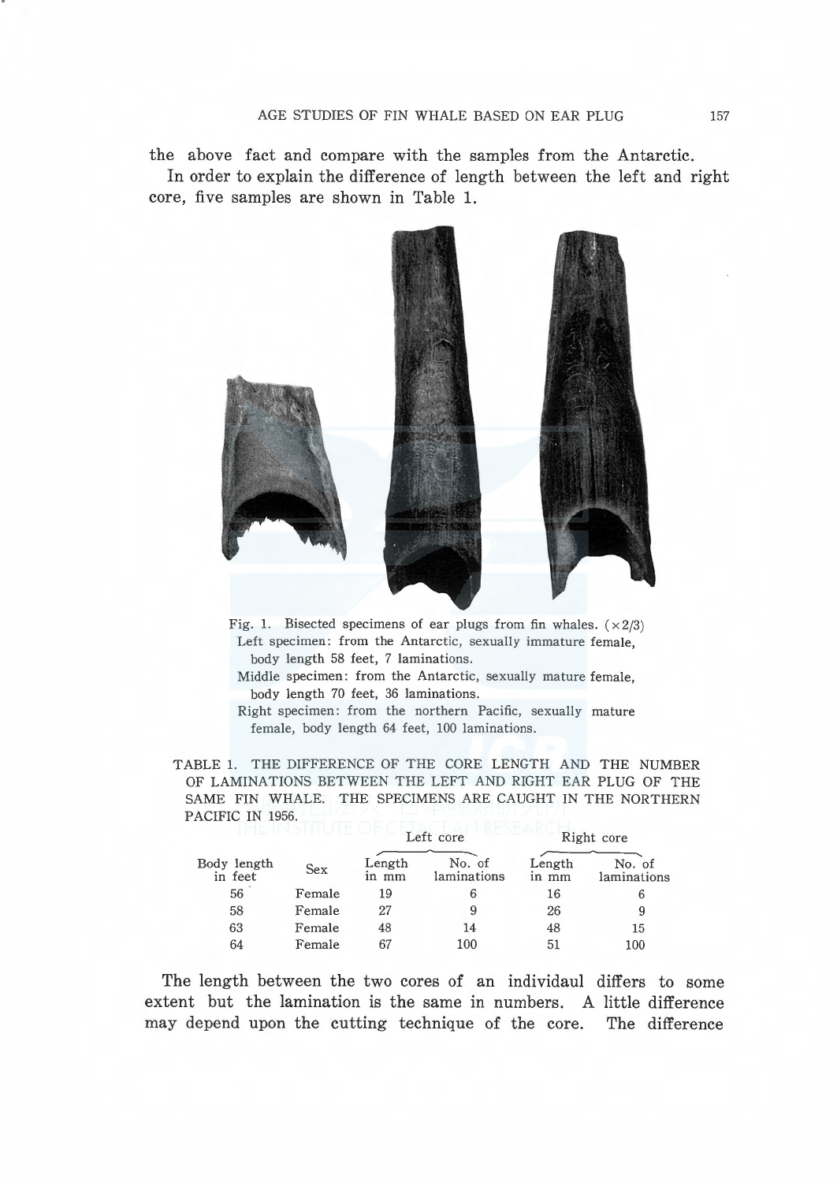the above fact and compare with the samples from the Antarctic.

In order to explain the difference of length between the left and right core, five samples are shown in Table 1.

Fig. 1. Bisected specimens of ear plugs from fin whales. ($\times 2/3$)
Left specimen: from the Antarctic, sexually immature female, body length 58 feet, 7 laminations.
Middle specimen: from the Antarctic, sexually mature female, body length 70 feet, 36 laminations.
Right specimen: from the northern Pacific, sexually mature female, body length 64 feet, 100 laminations.

TABLE 1. THE DIFFERENCE OF THE CORE LENGTH AND THE NUMBER OF LAMINATIONS BETWEEN THE LEFT AND RIGHT EAR PLUG OF THE SAME FIN WHALE. THE SPECIMENS ARE CAUGHT IN THE NORTHERN PACIFIC IN 1956.

| Body length in feet | Sex | Left core | | Right core | |
|---|---|---|---|---|---|
| | | Length in mm | No. of laminations | Length in mm | No. of laminations |
| 56 | Female | 19 | 6 | 16 | 6 |
| 58 | Female | 27 | 9 | 26 | 9 |
| 63 | Female | 48 | 14 | 48 | 15 |
| 64 | Female | 67 | 100 | 51 | 100 |

The length between the two cores of an individaul differs to some extent but the lamination is the same in numbers. A little difference may depend upon the cutting technique of the core. The difference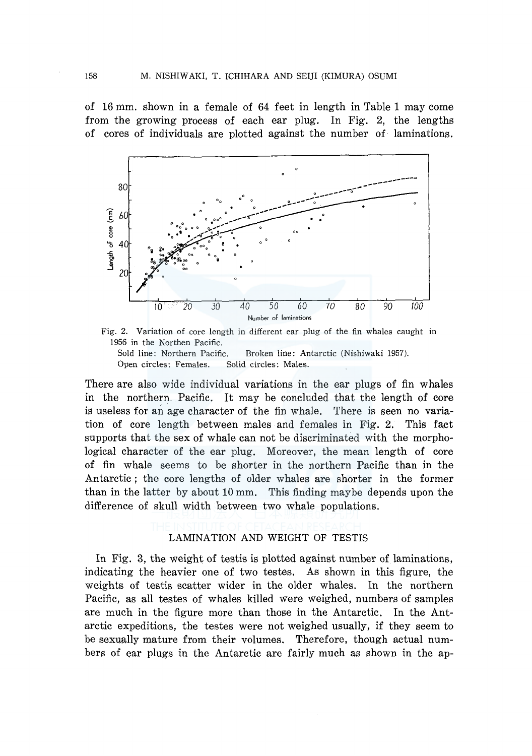of 16 mm. shown in a female of 64 feet in length in Table 1 may come from the growing process of each ear plug. In Fig. 2, the lengths of cores of individuals are plotted against the number of laminations.

Length of core (mm)
80
60
40
20
10 20 30 40 50 60 70 80 90 100
Number of laminations

Fig. 2. Variation of core length in different ear plug of the fin whales caught in 1956 in the Northen Pacific.
Sold line: Northern Pacific. Broken line: Antarctic (Nishiwaki 1957).
Open circles: Females. Solid circles: Males.

There are also wide individual variations in the ear plugs of fin whales in the northern Pacific. It may be concluded that the length of core is useless for an age character of the fin whale. There is seen no variation of core length between males and females in Fig. 2. This fact supports that the sex of whale can not be discriminated with the morphological character of the ear plug. Moreover, the mean length of core of fin whale seems to be shorter in the northern Pacific than in the Antarctic ; the core lengths of older whales are shorter in the former than in the latter by about 10 mm. This finding maybe depends upon the difference of skull width between two whale populations.

## LAMINATION AND WEIGHT OF TESTIS

In Fig. 3, the weight of testis is plotted against number of laminations, indicating the heavier one of two testes. As shown in this figure, the weights of testis scatter wider in the older whales. In the northern Pacific, as all testes of whales killed were weighed, numbers of samples are much in the figure more than those in the Antarctic. In the Antarctic expeditions, the testes were not weighed usually, if they seem to be sexually mature from their volumes. Therefore, though actual numbers of ear plugs in the Antarctic are fairly much as shown in the ap-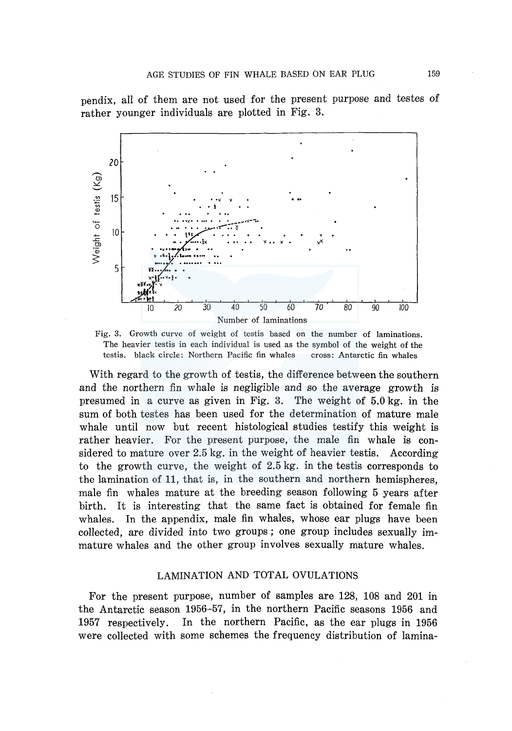pendix, all of them are not used for the present purpose and testes of rather younger individuals are plotted in Fig. 3.

Weight of testis (Kg)

20

15

10

5

10 20 30 40 50 60 70 80 90 100

Number of laminations

Fig. 3. Growth curve of weight of testis based on the number of laminations. The heavier testis in each individual is used as the symbol of the weight of the testis. black circle: Northern Pacific fin whales cross: Antarctic fin whales

With regard to the growth of testis, the difference between the southern and the northern fin whale is negligible and so the average growth is presumed in a curve as given in Fig. 3. The weight of 5.0 kg. in the sum of both testes has been used for the determination of mature male whale until now but recent histological studies testify this weight is rather heavier. For the present purpose, the male fin whale is considered to mature over 2.5 kg. in the weight of heavier testis. According to the growth curve, the weight of 2.5 kg. in the testis corresponds to the lamination of 11, that is, in the southern and northern hemispheres, male fin whales mature at the breeding season following 5 years after birth. It is interesting that the same fact is obtained for female fin whales. In the appendix, male fin whales, whose ear plugs have been collected, are divided into two groups; one group includes sexually immature whales and the other group involves sexually mature whales.

## LAMINATION AND TOTAL OVULATIONS

For the present purpose, number of samples are 128, 108 and 201 in the Antarctic season 1956–57, in the northern Pacific seasons 1956 and 1957 respectively. In the northern Pacific, as the ear plugs in 1956 were collected with some schemes the frequency distribution of lamina-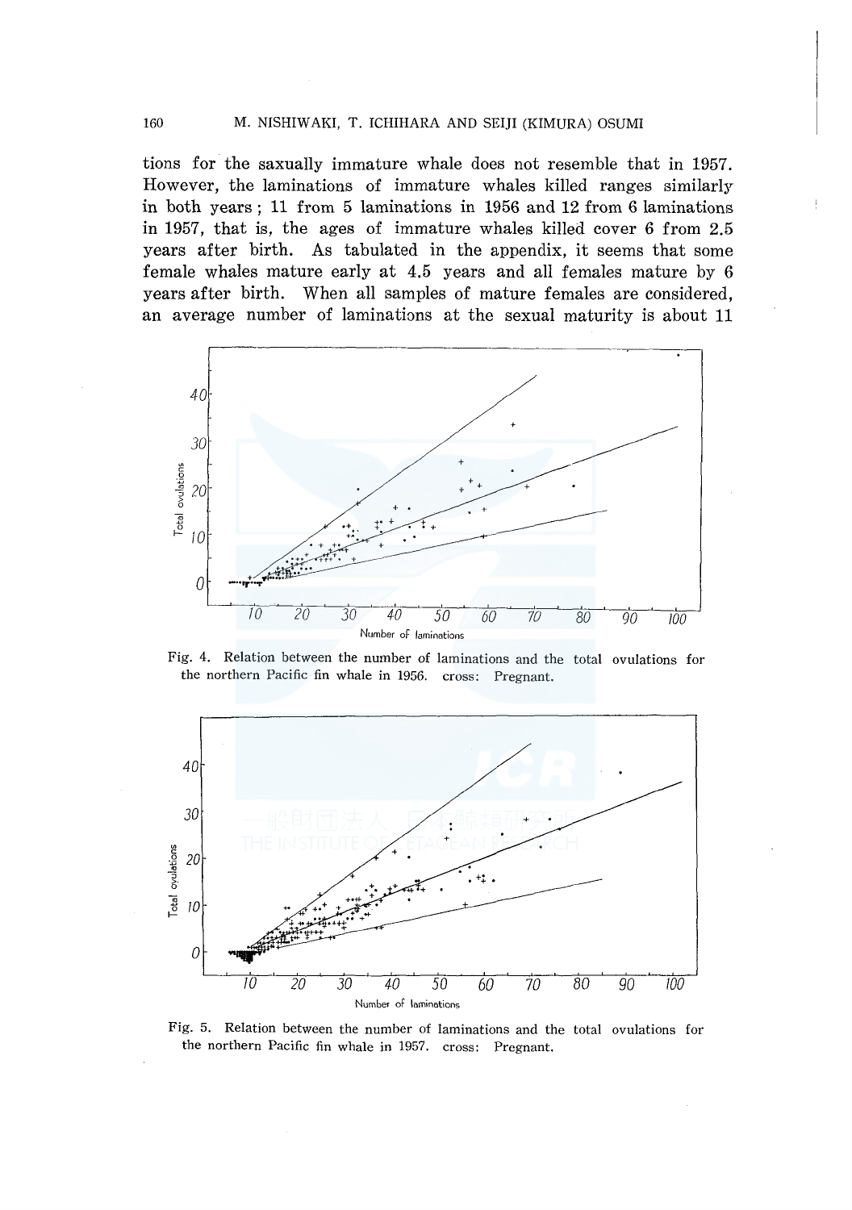tions for the saxually immature whale does not resemble that in 1957. However, the laminations of immature whales killed ranges similarly in both years; 11 from 5 laminations in 1956 and 12 from 6 laminations in 1957, that is, the ages of immature whales killed cover 6 from 2.5 years after birth. As tabulated in the appendix, it seems that some female whales mature early at 4.5 years and all females mature by 6 years after birth. When all samples of mature females are considered, an average number of laminations at the sexual maturity is about 11

Total ovulations

0
10
20
30
40

Number of laminations

10 20 30 40 50 60 70 80 90 100

Fig. 4. Relation between the number of laminations and the total ovulations for the northern Pacific fin whale in 1956. cross: Pregnant.

Total ovulations

0
10
20
30
40

Number of laminations

10 20 30 40 50 60 70 80 90 100

Fig. 5. Relation between the number of laminations and the total ovulations for the northern Pacific fin whale in 1957. cross: Pregnant.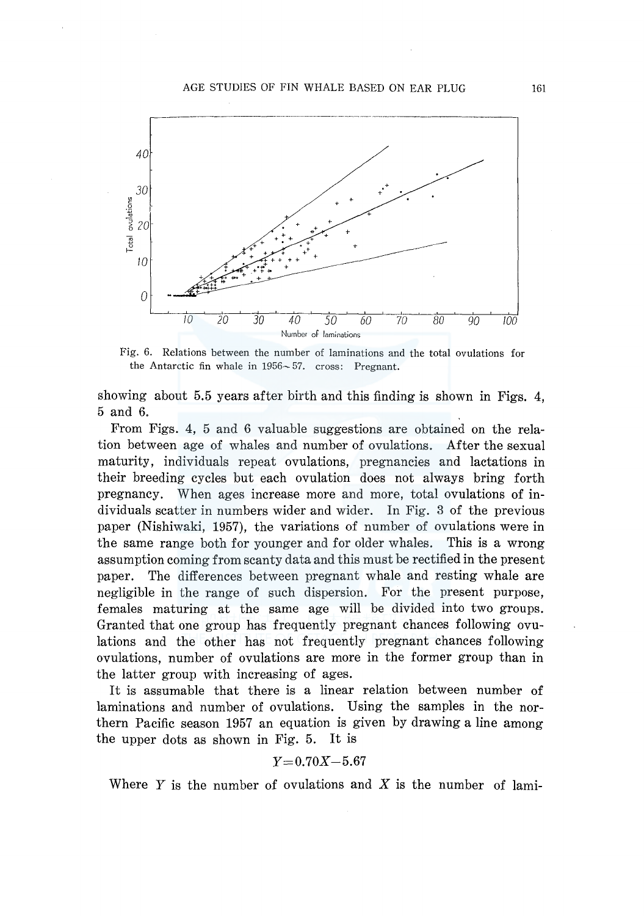40
30
20
10
0
Total ovulations
10 20 30 40 50 60 70 80 90 100
Number of laminations

Fig. 6. Relations between the number of laminations and the total ovulations for the Antarctic fin whale in 1956~57. cross: Pregnant.

showing about 5.5 years after birth and this finding is shown in Figs. 4, 5 and 6.

From Figs. 4, 5 and 6 valuable suggestions are obtained on the relation between age of whales and number of ovulations. After the sexual maturity, individuals repeat ovulations, pregnancies and lactations in their breeding cycles but each ovulation does not always bring forth pregnancy. When ages increase more and more, total ovulations of individuals scatter in numbers wider and wider. In Fig. 3 of the previous paper (Nishiwaki, 1957), the variations of number of ovulations were in the same range both for younger and for older whales. This is a wrong assumption coming from scanty data and this must be rectified in the present paper. The differences between pregnant whale and resting whale are negligible in the range of such dispersion. For the present purpose, females maturing at the same age will be divided into two groups. Granted that one group has frequently pregnant chances following ovulations and the other has not frequently pregnant chances following ovulations, number of ovulations are more in the former group than in the latter group with increasing of ages.

It is assumable that there is a linear relation between number of laminations and number of ovulations. Using the samples in the northern Pacific season 1957 an equation is given by drawing a line among the upper dots as shown in Fig. 5. It is

$$Y=0.70X-5.67$$

Where $Y$ is the number of ovulations and $X$ is the number of lami-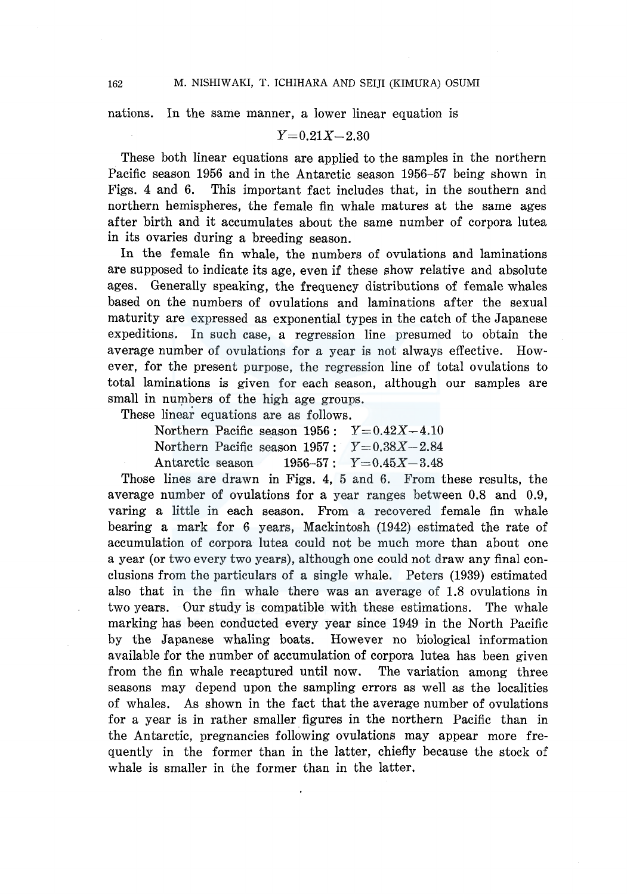nations. In the same manner, a lower linear equation is

$$Y=0.21X-2.30$$

These both linear equations are applied to the samples in the northern Pacific season 1956 and in the Antarctic season 1956–57 being shown in Figs. 4 and 6. This important fact includes that, in the southern and northern hemispheres, the female fin whale matures at the same ages after birth and it accumulates about the same number of corpora lutea in its ovaries during a breeding season.

In the female fin whale, the numbers of ovulations and laminations are supposed to indicate its age, even if these show relative and absolute ages. Generally speaking, the frequency distributions of female whales based on the numbers of ovulations and laminations after the sexual maturity are expressed as exponential types in the catch of the Japanese expeditions. In such case, a regression line presumed to obtain the average number of ovulations for a year is not always effective. However, for the present purpose, the regression line of total ovulations to total laminations is given for each season, although our samples are small in numbers of the high age groups.

These linear equations are as follows.

Northern Pacific season 1956 : $Y=0.42X-4.10$

Northern Pacific season 1957 : $Y=0.38X-2.84$

Antarctic season 1956–57 : $Y=0.45X-3.48$

Those lines are drawn in Figs. 4, 5 and 6. From these results, the average number of ovulations for a year ranges between 0.8 and 0.9, varing a little in each season. From a recovered female fin whale bearing a mark for 6 years, Mackintosh (1942) estimated the rate of accumulation of corpora lutea could not be much more than about one a year (or two every two years), although one could not draw any final conclusions from the particulars of a single whale. Peters (1939) estimated also that in the fin whale there was an average of 1.8 ovulations in two years. Our study is compatible with these estimations. The whale marking has been conducted every year since 1949 in the North Pacific by the Japanese whaling boats. However no biological information available for the number of accumulation of corpora lutea has been given from the fin whale recaptured until now. The variation among three seasons may depend upon the sampling errors as well as the localities of whales. As shown in the fact that the average number of ovulations for a year is in rather smaller figures in the northern Pacific than in the Antarctic, pregnancies following ovulations may appear more frequently in the former than in the latter, chiefly because the stock of whale is smaller in the former than in the latter.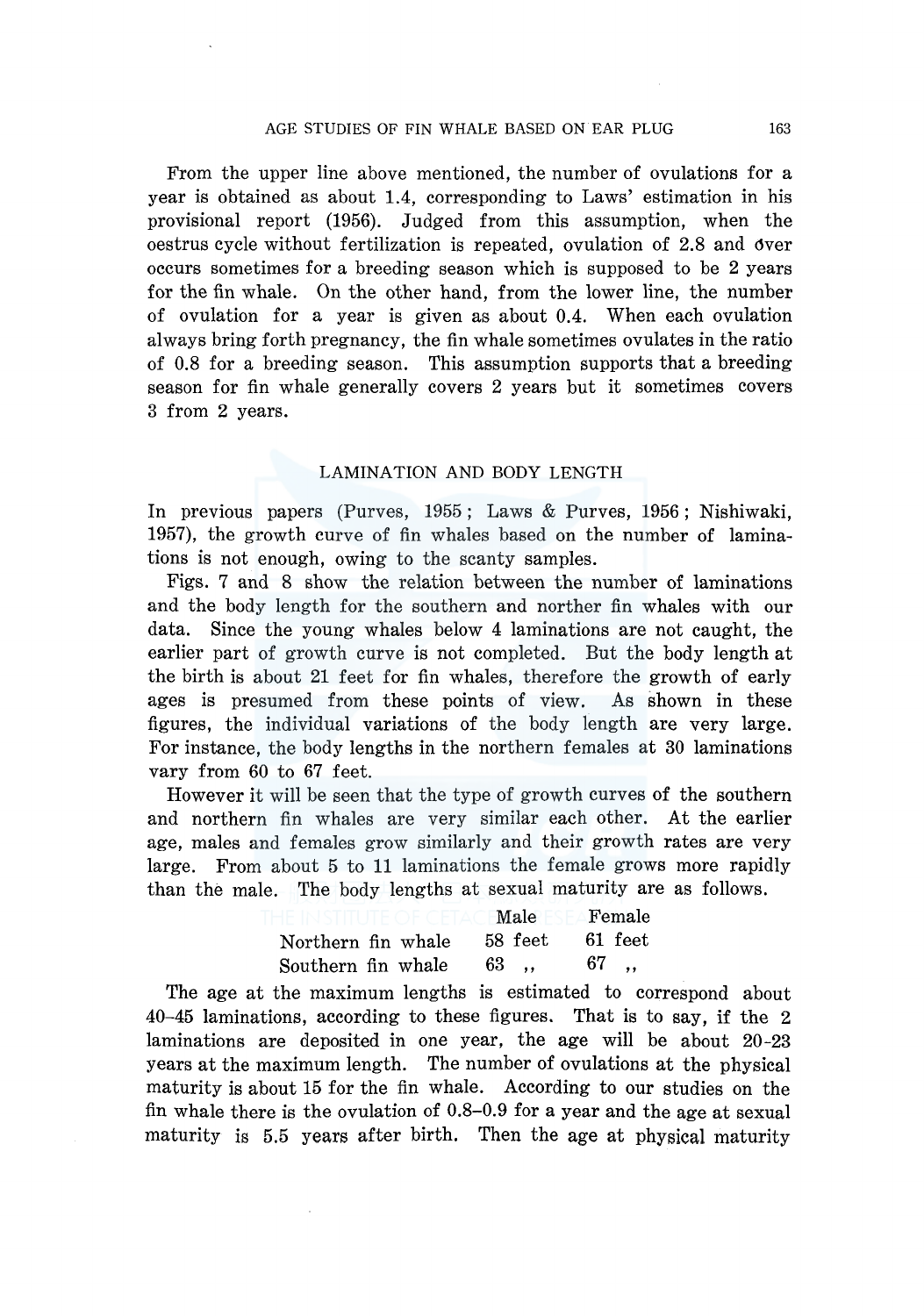From the upper line above mentioned, the number of ovulations for a year is obtained as about 1.4, corresponding to Laws' estimation in his provisional report (1956). Judged from this assumption, when the oestrus cycle without fertilization is repeated, ovulation of 2.8 and over occurs sometimes for a breeding season which is supposed to be 2 years for the fin whale. On the other hand, from the lower line, the number of ovulation for a year is given as about 0.4. When each ovulation always bring forth pregnancy, the fin whale sometimes ovulates in the ratio of 0.8 for a breeding season. This assumption supports that a breeding season for fin whale generally covers 2 years but it sometimes covers 3 from 2 years.

## LAMINATION AND BODY LENGTH

In previous papers (Purves, 1955; Laws & Purves, 1956; Nishiwaki, 1957), the growth curve of fin whales based on the number of laminations is not enough, owing to the scanty samples.

Figs. 7 and 8 show the relation between the number of laminations and the body length for the southern and norther fin whales with our data. Since the young whales below 4 laminations are not caught, the earlier part of growth curve is not completed. But the body length at the birth is about 21 feet for fin whales, therefore the growth of early ages is presumed from these points of view. As shown in these figures, the individual variations of the body length are very large. For instance, the body lengths in the northern females at 30 laminations vary from 60 to 67 feet.

However it will be seen that the type of growth curves of the southern and northern fin whales are very similar each other. At the earlier age, males and females grow similarly and their growth rates are very large. From about 5 to 11 laminations the female grows more rapidly than the male. The body lengths at sexual maturity are as follows.

| | Male | Female |
|---|---|---|
| Northern fin whale | 58 feet | 61 feet |
| Southern fin whale | 63 ,, | 67 ,, |

The age at the maximum lengths is estimated to correspond about 40–45 laminations, according to these figures. That is to say, if the 2 laminations are deposited in one year, the age will be about 20-23 years at the maximum length. The number of ovulations at the physical maturity is about 15 for the fin whale. According to our studies on the fin whale there is the ovulation of 0.8–0.9 for a year and the age at sexual maturity is 5.5 years after birth. Then the age at physical maturity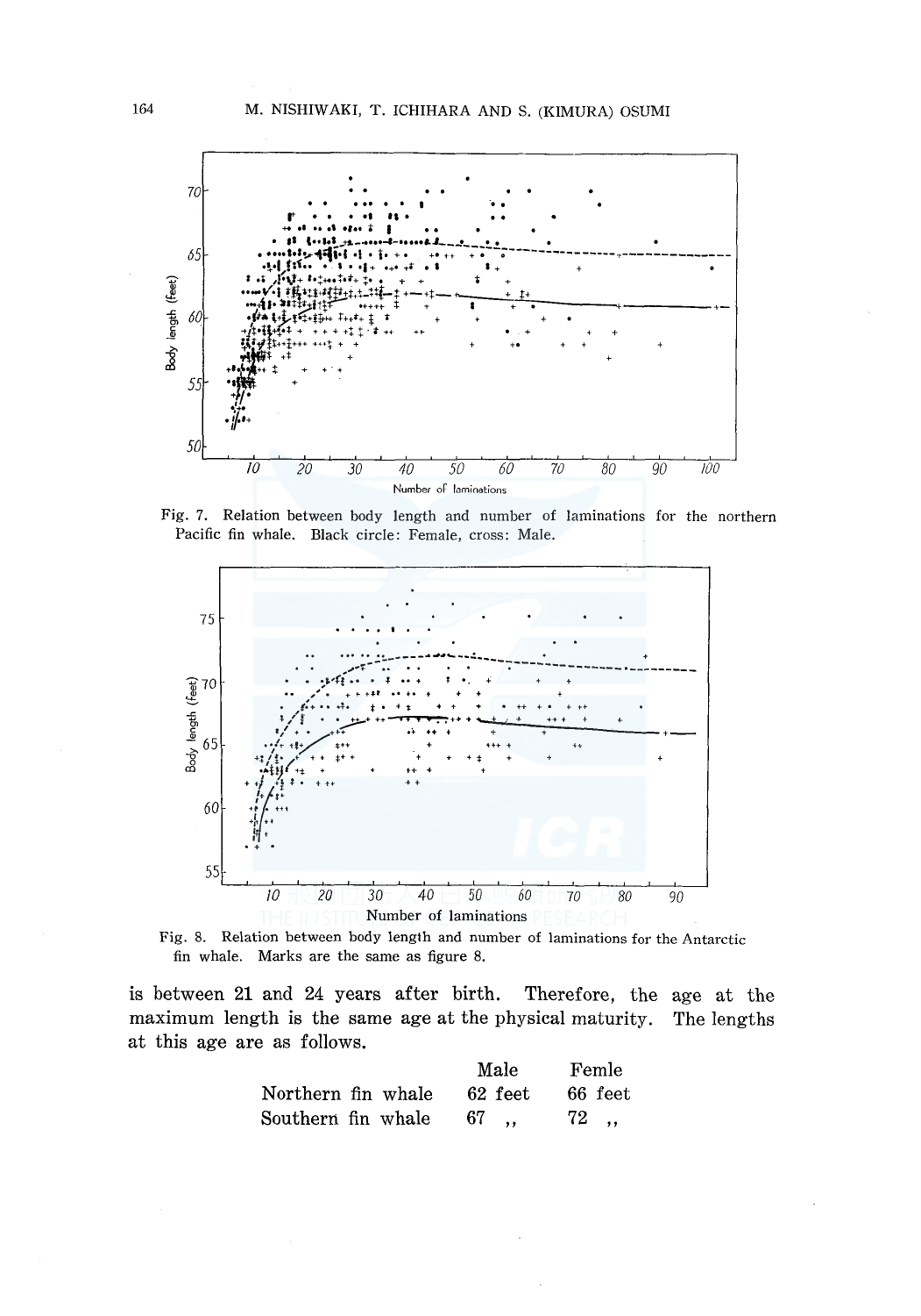70
65
60
55
50
Body length (feet)
10 20 30 40 50 60 70 80 90 100
Number of laminations

Fig. 7. Relation between body length and number of laminations for the northern Pacific fin whale. Black circle: Female, cross: Male.

75
70
65
60
55
Body length (feet)
10 20 30 40 50 60 70 80 90
Number of laminations

Fig. 8. Relation between body length and number of laminations for the Antarctic fin whale. Marks are the same as figure 8.

is between 21 and 24 years after birth. Therefore, the age at the maximum length is the same age at the physical maturity. The lengths at this age are as follows.

| | Male | Femle |
|---|---|---|
| Northern fin whale | 62 feet | 66 feet |
| Southern fin whale | 67 ,, | 72 ,, |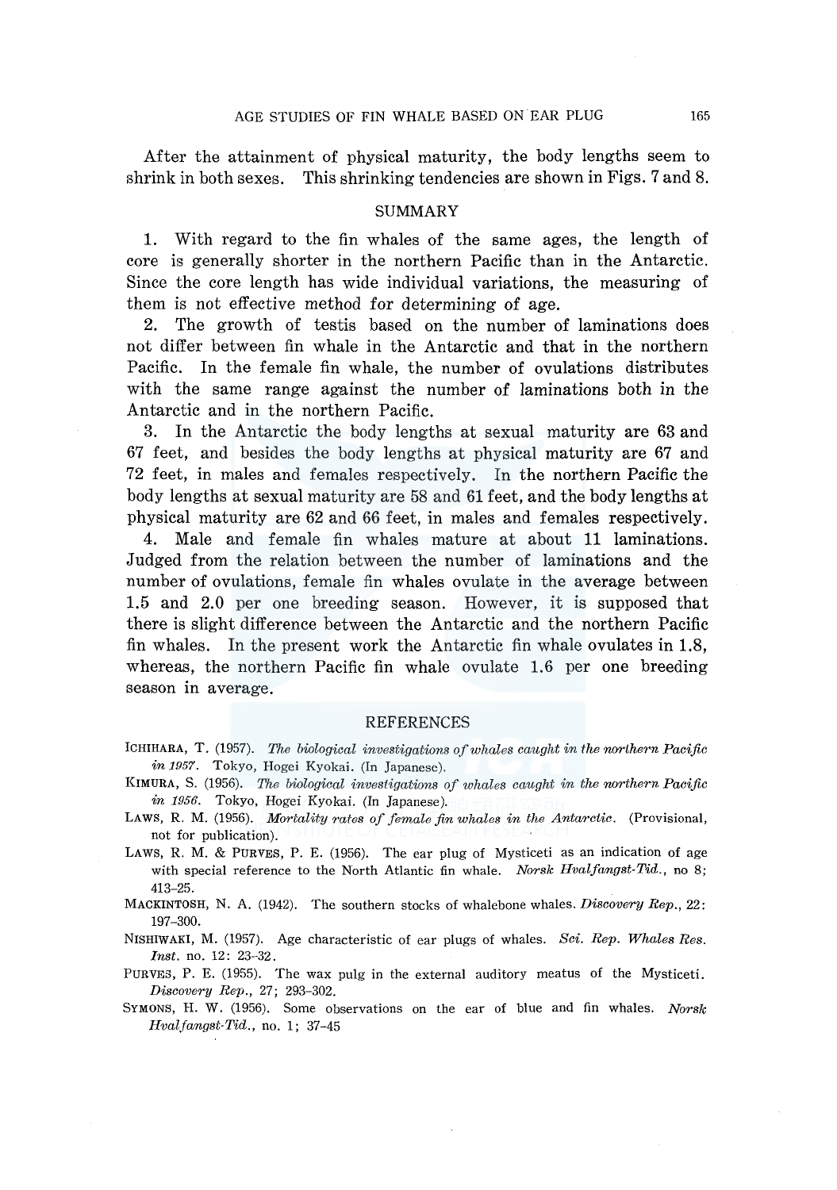After the attainment of physical maturity, the body lengths seem to shrink in both sexes. This shrinking tendencies are shown in Figs. 7 and 8.

## SUMMARY

1. With regard to the fin whales of the same ages, the length of core is generally shorter in the northern Pacific than in the Antarctic. Since the core length has wide individual variations, the measuring of them is not effective method for determining of age.

2. The growth of testis based on the number of laminations does not differ between fin whale in the Antarctic and that in the northern Pacific. In the female fin whale, the number of ovulations distributes with the same range against the number of laminations both in the Antarctic and in the northern Pacific.

3. In the Antarctic the body lengths at sexual maturity are 63 and 67 feet, and besides the body lengths at physical maturity are 67 and 72 feet, in males and females respectively. In the northern Pacific the body lengths at sexual maturity are 58 and 61 feet, and the body lengths at physical maturity are 62 and 66 feet, in males and females respectively.

4. Male and female fin whales mature at about 11 laminations. Judged from the relation between the number of laminations and the number of ovulations, female fin whales ovulate in the average between 1.5 and 2.0 per one breeding season. However, it is supposed that there is slight difference between the Antarctic and the northern Pacific fin whales. In the present work the Antarctic fin whale ovulates in 1.8, whereas, the northern Pacific fin whale ovulate 1.6 per one breeding season in average.

## REFERENCES

ICHIHARA, T. (1957). *The biological investigations of whales caught in the northern Pacific in 1957*. Tokyo, Hogei Kyokai. (In Japanese).

KIMURA, S. (1956). *The biological investigations of whales caught in the northern Pacific in 1956*. Tokyo, Hogei Kyokai. (In Japanese).

LAWS, R. M. (1956). *Mortality rates of female fin whales in the Antarctic*. (Provisional, not for publication).

LAWS, R. M. & PURVES, P. E. (1956). The ear plug of Mysticeti as an indication of age with special reference to the North Atlantic fin whale. *Norsk Hvalfangst-Tid.*, no 8; 413–25.

MACKINTOSH, N. A. (1942). The southern stocks of whalebone whales. *Discovery Rep.*, 22: 197–300.

NISHIWAKI, M. (1957). Age characteristic of ear plugs of whales. *Sci. Rep. Whales Res. Inst.* no. 12: 23–32.

PURVES, P. E. (1955). The wax pulg in the external auditory meatus of the Mysticeti. *Discovery Rep.*, 27; 293–302.

SYMONS, H. W. (1956). Some observations on the ear of blue and fin whales. *Norsk Hvalfangst-Tid.*, no. 1; 37–45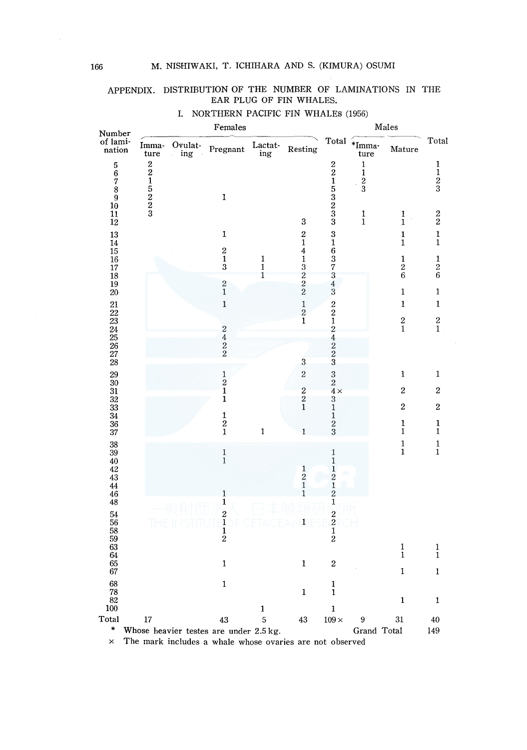## APPENDIX. DISTRIBUTION OF THE NUMBER OF LAMINATIONS IN THE EAR PLUG OF FIN WHALES.

### I. NORTHERN PACIFIC FIN WHALES (1956)

| Number of lamination | Females | | | | | | Males | | |
|---|---|---|---|---|---|---|---|---|---|
| | Immature | Ovulating | Pregnant | Lactating | Resting | Total | *Immature | Mature | Total |
| 5 | 2 | | | | | 2 | 1 | | 1 |
| 6 | 2 | | | | | 2 | 1 | | 1 |
| 7 | 1 | | | | | 1 | 2 | | 2 |
| 8 | 5 | | | | | 5 | 3 | | 3 |
| 9 | 2 | | 1 | | | 3 | | | |
| 10 | 2 | | | | | 2 | | | |
| 11 | 3 | | | | | 3 | 1 | 1 | 2 |
| 12 | | | | | 3 | 3 | 1 | 1 | 2 |
| 13 | | | 1 | | 2 | 3 | | 1 | 1 |
| 14 | | | | | 1 | 1 | | 1 | 1 |
| 15 | | | 2 | | 4 | 6 | | | |
| 16 | | | 1 | 1 | 1 | 3 | | 1 | 1 |
| 17 | | | 3 | 1 | 3 | 7 | | 2 | 2 |
| 18 | | | | 1 | 2 | 3 | | 6 | 6 |
| 19 | | | 2 | | 2 | 4 | | | |
| 20 | | | 1 | | 2 | 3 | | 1 | 1 |
| 21 | | | 1 | | 1 | 2 | | 1 | 1 |
| 22 | | | | | 2 | 2 | | | |
| 23 | | | | | 1 | 1 | | 2 | 2 |
| 24 | | | 2 | | | 2 | | 1 | 1 |
| 25 | | | 4 | | | 4 | | | |
| 26 | | | 2 | | | 2 | | | |
| 27 | | | 2 | | | 2 | | | |
| 28 | | | | | 3 | 3 | | | |
| 29 | | | 1 | | 2 | 3 | | 1 | 1 |
| 30 | | | 2 | | | 2 | | | |
| 31 | | | 1 | | 2 | 4× | | 2 | 2 |
| 32 | | | 1 | | 2 | 3 | | | |
| 33 | | | | | 1 | 1 | | 2 | 2 |
| 34 | | | 1 | | | 1 | | | |
| 36 | | | 2 | | | 2 | | 1 | 1 |
| 37 | | | 1 | 1 | 1 | 3 | | 1 | 1 |
| 38 | | | | | | | | 1 | 1 |
| 39 | | | 1 | | | 1 | | 1 | 1 |
| 40 | | | 1 | | | 1 | | | |
| 42 | | | | | 1 | 1 | | | |
| 43 | | | | | 2 | 2 | | | |
| 44 | | | | | 1 | 1 | | | |
| 46 | | | 1 | | 1 | 2 | | | |
| 48 | | | 1 | | | 1 | | | |
| 54 | | | 2 | | | 2 | | | |
| 56 | | | 1 | | 1 | 2 | | | |
| 58 | | | 1 | | | 1 | | | |
| 59 | | | 2 | | | 2 | | | |
| 63 | | | | | | | | 1 | 1 |
| 64 | | | | | | | | 1 | 1 |
| 65 | | | 1 | | 1 | 2 | | | |
| 67 | | | | | | | | 1 | 1 |
| 68 | | | 1 | | | 1 | | | |
| 78 | | | | | 1 | 1 | | | |
| 82 | | | | | | | | 1 | 1 |
| 100 | | | | 1 | | 1 | | | |
| Total | 17 | | 43 | 5 | 43 | 109× | 9 | 31 | 40 |
| | | | | | | | Grand Total | | 149 |

\* Whose heavier testes are under 2.5 kg.

× The mark includes a whale whose ovaries are not observed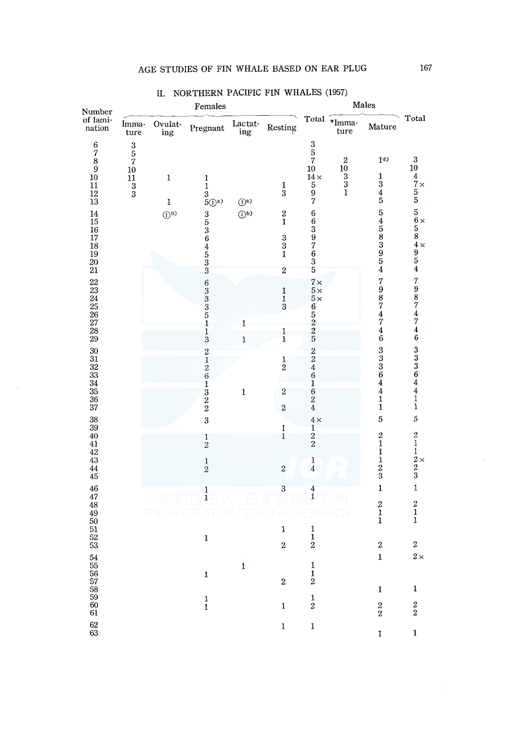## II. NORTHERN PACIFIC FIN WHALES (1957)

| Number of lamination | Females | | | | | | Males | | |
|---|---|---|---|---|---|---|---|---|---|
| | Immature | Ovulating | Pregnant | Lactating | Resting | Total | *Immature | Mature | Total |
| 6 | 3 | | | | | 3 | | | |
| 7 | 5 | | | | | 5 | | | |
| 8 | 7 | | | | | 7 | 2 | 1d) | 3 |
| 9 | 10 | | | | | 10 | 10 | | 10 |
| 10 | 11 | 1 | 1 | | | 14× | 3 | 1 | 4 |
| 11 | 3 | | 1 | | 1 | 5 | 3 | 3 | 7× |
| 12 | 3 | | 3 | | 3 | 9 | 1 | 4 | 5 |
| 13 | | 1 | 5①a) | ①a) | | 7 | | 5 | 5 |
| 14 | | ①b) | 3 | ①b) | 2 | 6 | | 5 | 5 |
| 15 | | | 5 | | 1 | 6 | | 4 | 6× |
| 16 | | | 3 | | | 3 | | 5 | 5 |
| 17 | | | 6 | | 3 | 9 | | 8 | 8 |
| 18 | | | 4 | | 3 | 7 | | 3 | 4× |
| 19 | | | 5 | | 1 | 6 | | 9 | 9 |
| 20 | | | 3 | | | 3 | | 5 | 5 |
| 21 | | | 3 | | 2 | 5 | | 4 | 4 |
| 22 | | | 6 | | | 7× | | 7 | 7 |
| 23 | | | 3 | | 1 | 5× | | 9 | 9 |
| 24 | | | 3 | | 1 | 5× | | 8 | 8 |
| 25 | | | 3 | | 3 | 6 | | 7 | 7 |
| 26 | | | 5 | | | 5 | | 4 | 4 |
| 27 | | | 1 | 1 | | 2 | | 7 | 7 |
| 28 | | | 1 | | 1 | 2 | | 4 | 4 |
| 29 | | | 3 | 1 | 1 | 5 | | 6 | 6 |
| 30 | | | 2 | | | 2 | | 3 | 3 |
| 31 | | | 1 | | 1 | 2 | | 3 | 3 |
| 32 | | | 2 | | 2 | 4 | | 3 | 3 |
| 33 | | | 6 | | | 6 | | 6 | 6 |
| 34 | | | 1 | | | 1 | | 4 | 4 |
| 35 | | | 3 | 1 | 2 | 6 | | 4 | 4 |
| 36 | | | 2 | | | 2 | | 1 | 1 |
| 37 | | | 2 | | 2 | 4 | | 1 | 1 |
| 38 | | | 3 | | | 4× | | 5 | 5 |
| 39 | | | | | 1 | 1 | | | |
| 40 | | | 1 | | 1 | 2 | | 2 | 2 |
| 41 | | | 2 | | | 2 | | 1 | 1 |
| 42 | | | | | | | | 1 | 1 |
| 43 | | | 1 | | | 1 | | 1 | 2× |
| 44 | | | 2 | | 2 | 4 | | 2 | 2 |
| 45 | | | | | | | | 3 | 3 |
| 46 | | | 1 | | 3 | 4 | | 1 | 1 |
| 47 | | | 1 | | | 1 | | | |
| 48 | | | | | | | | 2 | 2 |
| 49 | | | | | | | | 1 | 1 |
| 50 | | | | | | | | 1 | 1 |
| 51 | | | | | 1 | 1 | | | |
| 52 | | | 1 | | | 1 | | | |
| 53 | | | | | 2 | 2 | | 2 | 2 |
| 54 | | | | | | | | 1 | 2× |
| 55 | | | | 1 | | 1 | | | |
| 56 | | | 1 | | | 1 | | | |
| 57 | | | | | 2 | 2 | | | |
| 58 | | | | | | | | 1 | 1 |
| 59 | | | 1 | | | 1 | | | |
| 60 | | | 1 | | 1 | 2 | | 2 | 2 |
| 61 | | | | | | | | 2 | 2 |
| 62 | | | | | 1 | 1 | | | |
| 63 | | | | | | | | 1 | 1 |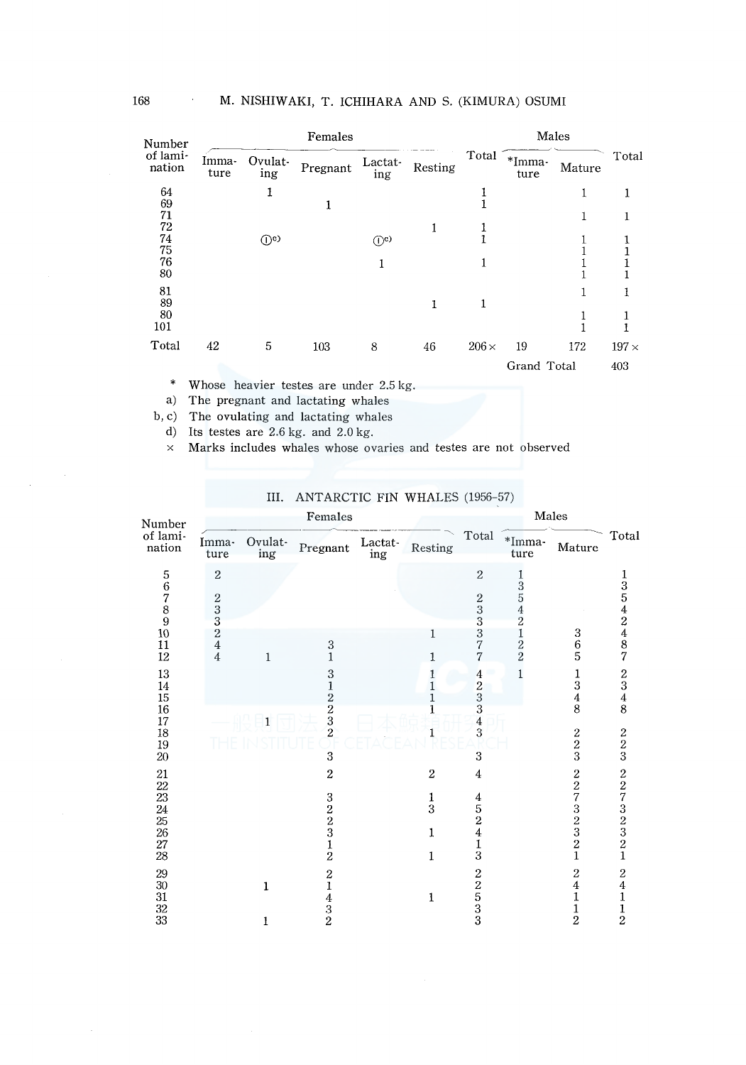| Number of lamination | Females | | | | | | Males | | |
|---|---|---|---|---|---|---|---|---|---|
| | Immature | Ovulating | Pregnant | Lactating | Resting | Total | *Immature | Mature | Total |
| 64 | | 1 | | | | 1 | | 1 | 1 |
| 69 | | | 1 | | | 1 | | | |
| 71 | | | | | | | | 1 | 1 |
| 72 | | | | | 1 | 1 | | | |
| 74 | | ①c) | | ①c) | | 1 | | 1 | 1 |
| 75 | | | | | | | | 1 | 1 |
| 76 | | | | 1 | | 1 | | 1 | 1 |
| 80 | | | | | | | | 1 | 1 |
| 81 | | | | | | | | 1 | 1 |
| 89 | | | | | 1 | 1 | | | |
| 80 | | | | | | | | 1 | 1 |
| 101 | | | | | | | | 1 | 1 |
| Total | 42 | 5 | 103 | 8 | 46 | 206× | 19 | 172 | 197× |
| | | | | | | | Grand Total | | 403 |

\* Whose heavier testes are under 2.5 kg.
a) The pregnant and lactating whales
b, c) The ovulating and lactating whales
d) Its testes are 2.6 kg. and 2.0 kg.
× Marks includes whales whose ovaries and testes are not observed

### III. ANTARCTIC FIN WHALES (1956–57)

| Number of lamination | Females | | | | | | Males | | |
|---|---|---|---|---|---|---|---|---|---|
| | Immature | Ovulating | Pregnant | Lactating | Resting | Total | *Immature | Mature | Total |
| 5 | 2 | | | | | 2 | 1 | | 1 |
| 6 | | | | | | | 3 | | 3 |
| 7 | 2 | | | | | 2 | 5 | | 5 |
| 8 | 3 | | | | | 3 | 4 | | 4 |
| 9 | 3 | | | | | 3 | 2 | | 2 |
| 10 | 2 | | | | 1 | 3 | 1 | 3 | 4 |
| 11 | 4 | | 3 | | | 7 | 2 | 6 | 8 |
| 12 | 4 | 1 | 1 | | 1 | 7 | 2 | 5 | 7 |
| 13 | | | 3 | | 1 | 4 | 1 | 1 | 2 |
| 14 | | | 1 | | 1 | 2 | | 3 | 3 |
| 15 | | | 2 | | 1 | 3 | | 4 | 4 |
| 16 | | | 2 | | 1 | 3 | | 8 | 8 |
| 17 | | 1 | 3 | | | 4 | | | |
| 18 | | | 2 | | 1 | 3 | | 2 | 2 |
| 19 | | | | | | | | 2 | 2 |
| 20 | | | 3 | | | 3 | | 3 | 3 |
| 21 | | | 2 | | 2 | 4 | | 2 | 2 |
| 22 | | | | | | | | 2 | 2 |
| 23 | | | 3 | | 1 | 4 | | 7 | 7 |
| 24 | | | 2 | | 3 | 5 | | 3 | 3 |
| 25 | | | 2 | | | 2 | | 2 | 2 |
| 26 | | | 3 | | 1 | 4 | | 3 | 3 |
| 27 | | | 1 | | | 1 | | 2 | 2 |
| 28 | | | 2 | | 1 | 3 | | 1 | 1 |
| 29 | | | 2 | | | 2 | | 2 | 2 |
| 30 | | 1 | 1 | | | 2 | | 4 | 4 |
| 31 | | | 4 | | 1 | 5 | | 1 | 1 |
| 32 | | | 3 | | | 3 | | 1 | 1 |
| 33 | | 1 | 2 | | | 3 | | 2 | 2 |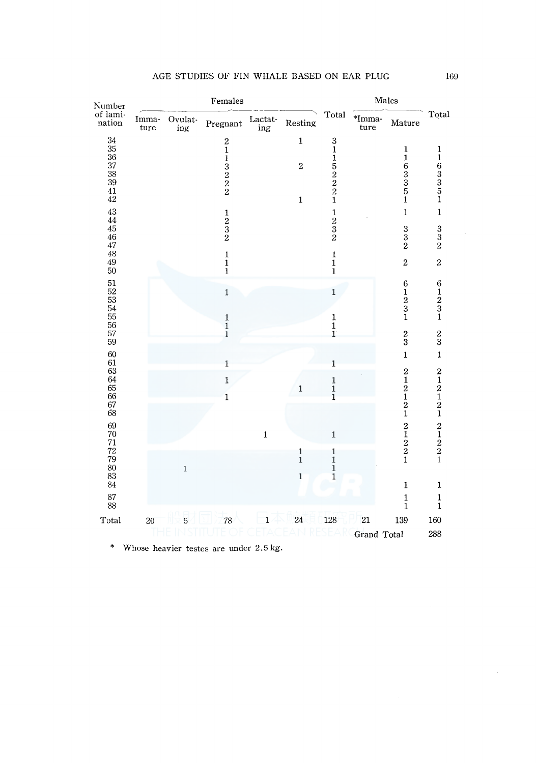| Number of lamination | Females | | | | | | Males | | |
|---|---|---|---|---|---|---|---|---|---|
| | Immature | Ovulating | Pregnant | Lactating | Resting | Total | *Immature | Mature | Total |
| 34 | | | 2 | | 1 | 3 | | | |
| 35 | | | 1 | | | 1 | | 1 | 1 |
| 36 | | | 1 | | | 1 | | 1 | 1 |
| 37 | | | 3 | | 2 | 5 | | 6 | 6 |
| 38 | | | 2 | | | 2 | | 3 | 3 |
| 39 | | | 2 | | | 2 | | 3 | 3 |
| 41 | | | 2 | | | 2 | | 5 | 5 |
| 42 | | | | | 1 | 1 | | 1 | 1 |
| 43 | | | 1 | | | 1 | | 1 | 1 |
| 44 | | | 2 | | | 2 | | | |
| 45 | | | 3 | | | 3 | | 3 | 3 |
| 46 | | | 2 | | | 2 | | 3 | 3 |
| 47 | | | | | | | | 2 | 2 |
| 48 | | | 1 | | | 1 | | | |
| 49 | | | 1 | | | 1 | | 2 | 2 |
| 50 | | | 1 | | | 1 | | | |
| 51 | | | | | | | | 6 | 6 |
| 52 | | | 1 | | | 1 | | 1 | 1 |
| 53 | | | | | | | | 2 | 2 |
| 54 | | | | | | | | 3 | 3 |
| 55 | | | 1 | | | 1 | | 1 | 1 |
| 56 | | | 1 | | | 1 | | | |
| 57 | | | 1 | | | 1 | | 2 | 2 |
| 59 | | | | | | | | 3 | 3 |
| 60 | | | | | | | | 1 | 1 |
| 61 | | | 1 | | | 1 | | | |
| 63 | | | | | | | | 2 | 2 |
| 64 | | | 1 | | | 1 | | 1 | 1 |
| 65 | | | | | 1 | 1 | | 2 | 2 |
| 66 | | | 1 | | | 1 | | 1 | 1 |
| 67 | | | | | | | | 2 | 2 |
| 68 | | | | | | | | 1 | 1 |
| 69 | | | | | | | | 2 | 2 |
| 70 | | | | 1 | | 1 | | 1 | 1 |
| 71 | | | | | | | | 2 | 2 |
| 72 | | | | | 1 | 1 | | 2 | 2 |
| 79 | | | | | 1 | 1 | | 1 | 1 |
| 80 | | 1 | | | | 1 | | | |
| 83 | | | | | 1 | 1 | | | |
| 84 | | | | | | | | 1 | 1 |
| 87 | | | | | | | | 1 | 1 |
| 88 | | | | | | | | 1 | 1 |
| Total | 20 | 5 | 78 | 1 | 24 | 128 | 21 | 139 | 160 |
| | | | | | | | Grand Total | | 288 |

* Whose heavier testes are under 2.5 kg.